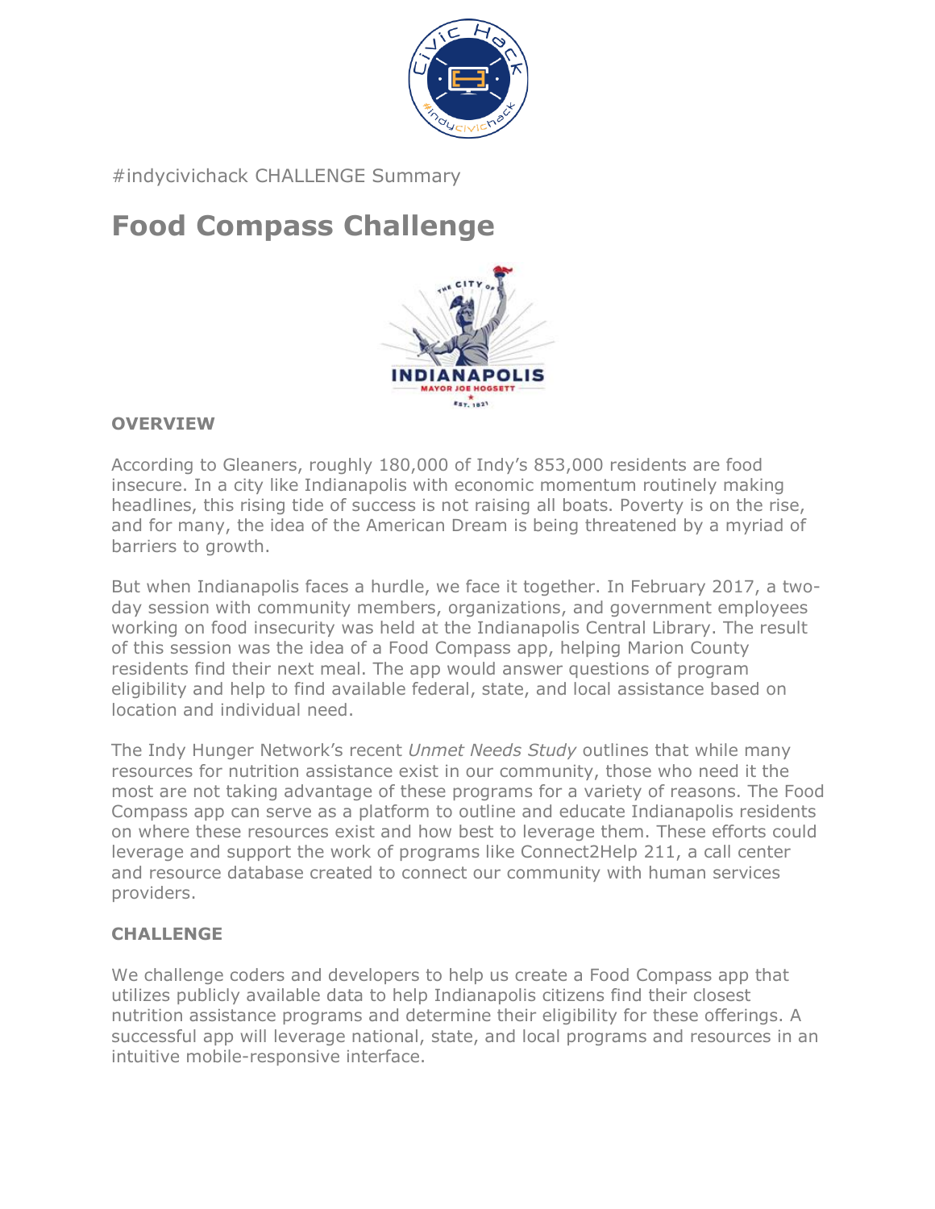#indycivichack CHALLENGE Summary

# Food Compass Challenge

**OVERVIEW**

According to Gleaners, roughly 180,000 of Indy's 853,000 residents are food insecure. In a city like Indianapolis with economic momentum routinely making headlines, this rising tide of success is not raising all boats. Poverty is on the rise, and for many, the idea of the American Dream is being threatened by a myriad of barriers to growth.

But when Indianapolis faces a hurdle, we face it together. In February 2017, a two-day session with community members, organizations, and government employees working on food insecurity was held at the Indianapolis Central Library. The result of this session was the idea of a Food Compass app, helping Marion County residents find their next meal. The app would answer questions of program eligibility and help to find available federal, state, and local assistance based on location and individual need.

The Indy Hunger Network's recent *Unmet Needs Study* outlines that while many resources for nutrition assistance exist in our community, those who need it the most are not taking advantage of these programs for a variety of reasons. The Food Compass app can serve as a platform to outline and educate Indianapolis residents on where these resources exist and how best to leverage them. These efforts could leverage and support the work of programs like Connect2Help 211, a call center and resource database created to connect our community with human services providers.

**CHALLENGE**

We challenge coders and developers to help us create a Food Compass app that utilizes publicly available data to help Indianapolis citizens find their closest nutrition assistance programs and determine their eligibility for these offerings. A successful app will leverage national, state, and local programs and resources in an intuitive mobile-responsive interface.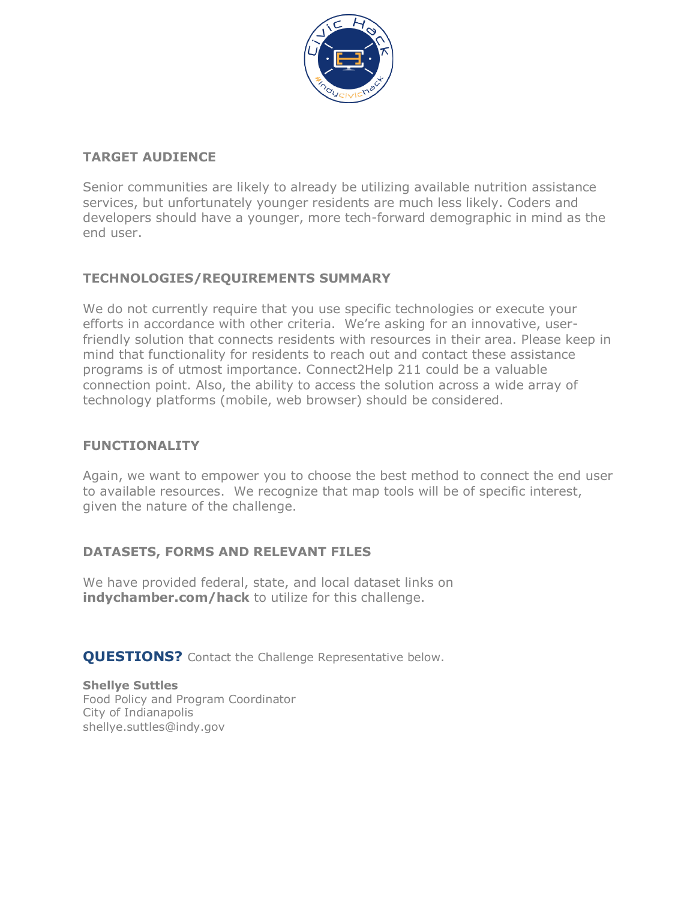## TARGET AUDIENCE

Senior communities are likely to already be utilizing available nutrition assistance services, but unfortunately younger residents are much less likely. Coders and developers should have a younger, more tech-forward demographic in mind as the end user.

## TECHNOLOGIES/REQUIREMENTS SUMMARY

We do not currently require that you use specific technologies or execute your efforts in accordance with other criteria. We're asking for an innovative, user-friendly solution that connects residents with resources in their area. Please keep in mind that functionality for residents to reach out and contact these assistance programs is of utmost importance. Connect2Help 211 could be a valuable connection point. Also, the ability to access the solution across a wide array of technology platforms (mobile, web browser) should be considered.

## FUNCTIONALITY

Again, we want to empower you to choose the best method to connect the end user to available resources. We recognize that map tools will be of specific interest, given the nature of the challenge.

## DATASETS, FORMS AND RELEVANT FILES

We have provided federal, state, and local dataset links on **indychamber.com/hack** to utilize for this challenge.

**QUESTIONS?** Contact the Challenge Representative below.

**Shellye Suttles**
Food Policy and Program Coordinator
City of Indianapolis
shellye.suttles@indy.gov